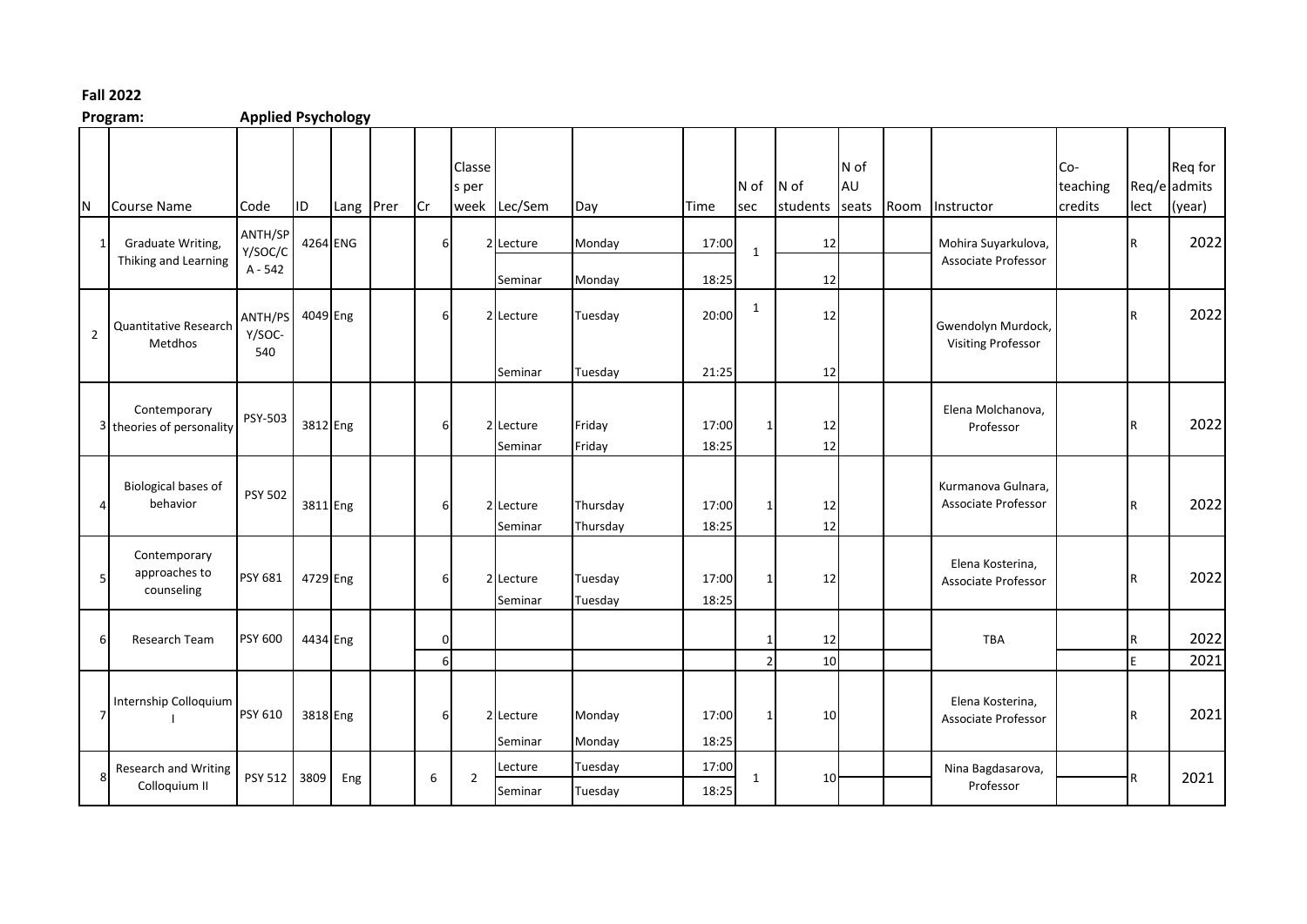**Fall 2022**

**Program:** **Applied Psychology**

| N | Course Name | Code | ID | Lang | Prer | Cr | Classes per week | Lec/Sem | Day | Time | N of sec | N of students | N of AU seats | Room | Instructor | Co-teaching credits | Req/elect | Req for admits (year) |
|---|---|---|---|---|---|---|---|---|---|---|---|---|---|---|---|---|---|---|
| 1 | Graduate Writing, Thiking and Learning | ANTH/SPY/SOC/CA - 542 | 4264 | ENG | | 6 | 2 | Lecture | Monday | 17:00 | 1 | 12 | | | Mohira Suyarkulova, Associate Professor | | R | 2022 |
| | | | | | | | | Seminar | Monday | 18:25 | | 12 | | | | | | |
| 2 | Quantitative Research Metdhos | ANTH/PSY/SOC-540 | 4049 | Eng | | 6 | 2 | Lecture | Tuesday | 20:00 | 1 | 12 | | | Gwendolyn Murdock, Visiting Professor | | R | 2022 |
| | | | | | | | | Seminar | Tuesday | 21:25 | | 12 | | | | | | |
| 3 | Contemporary theories of personality | PSY-503 | 3812 | Eng | | 6 | 2 | Lecture | Friday | 17:00 | 1 | 12 | | | Elena Molchanova, Professor | | R | 2022 |
| | | | | | | | | Seminar | Friday | 18:25 | | 12 | | | | | | |
| 4 | Biological bases of behavior | PSY 502 | 3811 | Eng | | 6 | 2 | Lecture | Thursday | 17:00 | 1 | 12 | | | Kurmanova Gulnara, Associate Professor | | R | 2022 |
| | | | | | | | | Seminar | Thursday | 18:25 | | 12 | | | | | | |
| 5 | Contemporary approaches to counseling | PSY 681 | 4729 | Eng | | 6 | 2 | Lecture | Tuesday | 17:00 | 1 | 12 | | | Elena Kosterina, Associate Professor | | R | 2022 |
| | | | | | | | | Seminar | Tuesday | 18:25 | | | | | | | | |
| 6 | Research Team | PSY 600 | 4434 | Eng | | 0 | | | | | 1 | 12 | | | TBA | | R | 2022 |
| | | | | | | 6 | | | | | 2 | 10 | | | | | E | 2021 |
| 7 | Internship Colloquium I | PSY 610 | 3818 | Eng | | 6 | 2 | Lecture | Monday | 17:00 | 1 | 10 | | | Elena Kosterina, Associate Professor | | R | 2021 |
| | | | | | | | | Seminar | Monday | 18:25 | | | | | | | | |
| 8 | Research and Writing Colloquium II | PSY 512 | 3809 | Eng | | 6 | 2 | Lecture | Tuesday | 17:00 | 1 | 10 | | | Nina Bagdasarova, Professor | | R | 2021 |
| | | | | | | | | Seminar | Tuesday | 18:25 | | | | | | | | |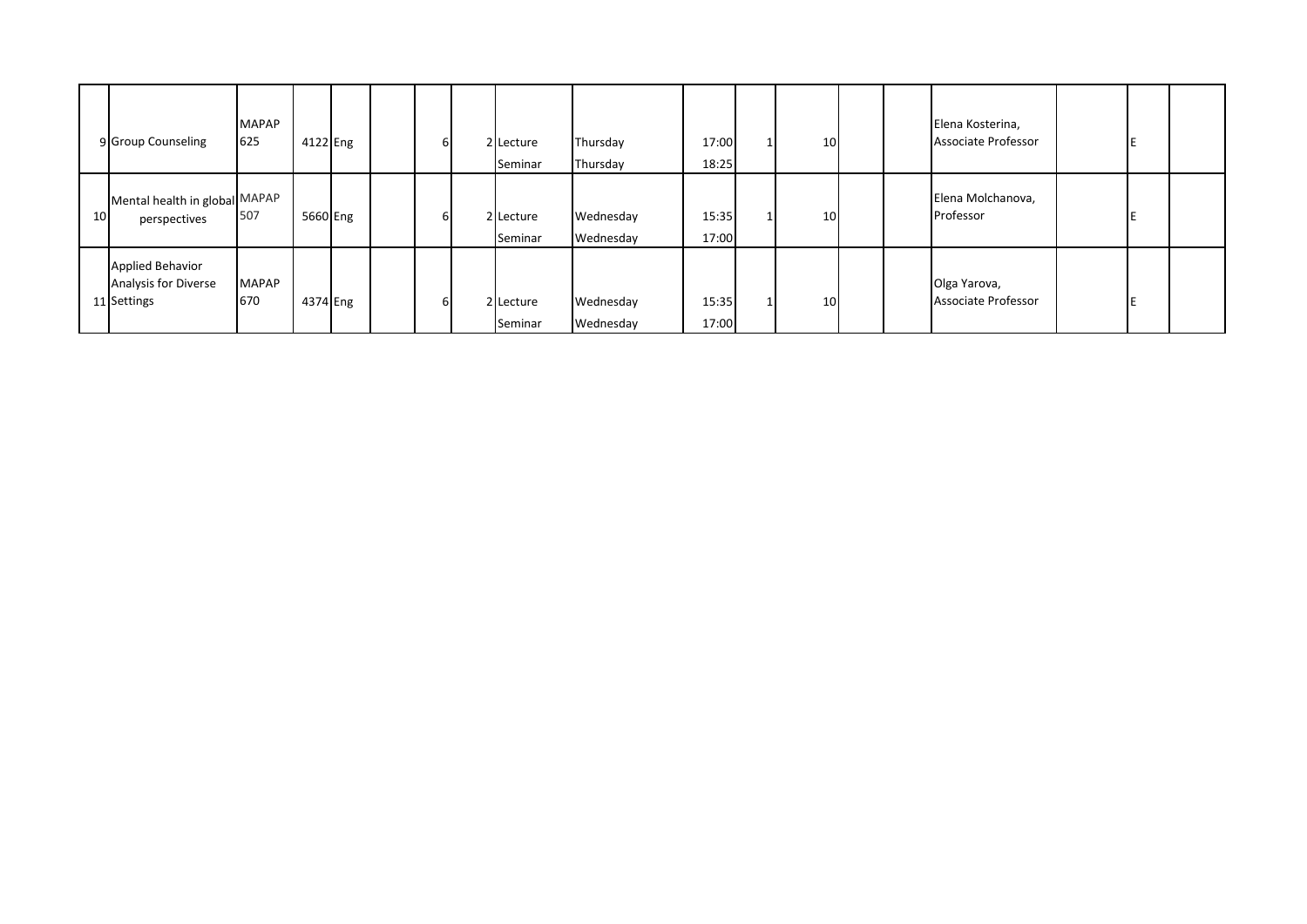| | | | | | | | | | | | | | | | | | | | |
|---|---|---|---|---|---|---|---|---|---|---|---|---|---|---|---|---|---|---|---|
| 9 | Group Counseling | MAPAP 625 | 4122 | Eng | | | 6 | 2 | Lecture<br>Seminar | Thursday<br>Thursday | 17:00<br>18:25 | 1 | 10 | | | Elena Kosterina, Associate Professor | | E | |
| 10 | Mental health in global perspectives | MAPAP 507 | 5660 | Eng | | | 6 | 2 | Lecture<br>Seminar | Wednesday<br>Wednesday | 15:35<br>17:00 | 1 | 10 | | | Elena Molchanova, Professor | | E | |
| 11 | Applied Behavior Analysis for Diverse Settings | MAPAP 670 | 4374 | Eng | | | 6 | 2 | Lecture<br>Seminar | Wednesday<br>Wednesday | 15:35<br>17:00 | 1 | 10 | | | Olga Yarova, Associate Professor | | E | |